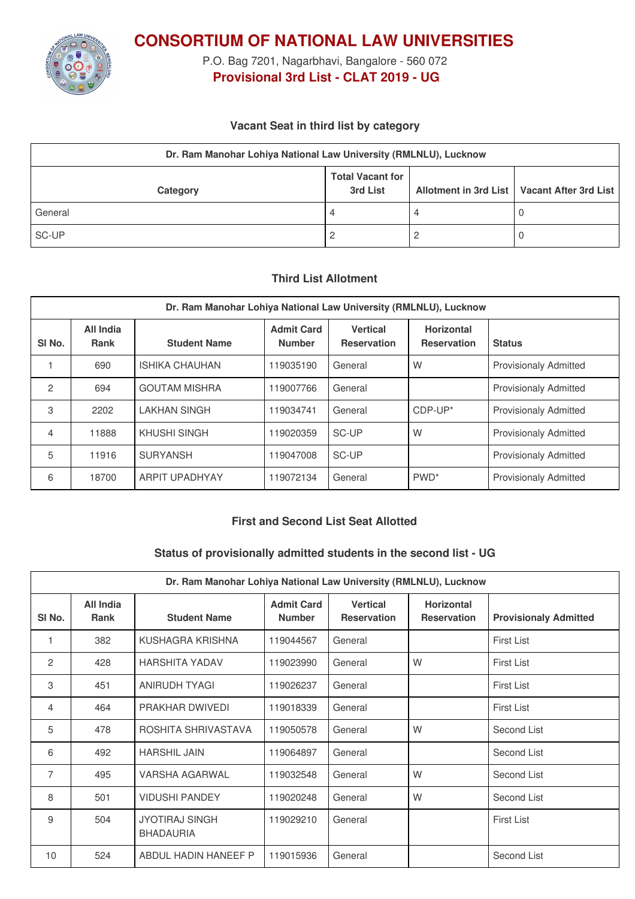# CONSORTIUM OF NATIONAL LAW UNIVERSITIES

P.O. Bag 7201, Nagarbhavi, Bangalore - 560 072

**Provisional 3rd List - CLAT 2019 - UG**

### Vacant Seat in third list by category

| Dr. Ram Manohar Lohiya National Law University (RMLNLU), Lucknow | | | |
|---|---|---|---|
| **Category** | **Total Vacant for 3rd List** | **Allotment in 3rd List** | **Vacant After 3rd List** |
| General | 4 | 4 | 0 |
| SC-UP | 2 | 2 | 0 |

### Third List Allotment

| Dr. Ram Manohar Lohiya National Law University (RMLNLU), Lucknow | | | | | | |
|---|---|---|---|---|---|---|
| **Sl No.** | **All India Rank** | **Student Name** | **Admit Card Number** | **Vertical Reservation** | **Horizontal Reservation** | **Status** |
| 1 | 690 | ISHIKA CHAUHAN | 119035190 | General | W | Provisionaly Admitted |
| 2 | 694 | GOUTAM MISHRA | 119007766 | General | | Provisionaly Admitted |
| 3 | 2202 | LAKHAN SINGH | 119034741 | General | CDP-UP* | Provisionaly Admitted |
| 4 | 11888 | KHUSHI SINGH | 119020359 | SC-UP | W | Provisionaly Admitted |
| 5 | 11916 | SURYANSH | 119047008 | SC-UP | | Provisionaly Admitted |
| 6 | 18700 | ARPIT UPADHYAY | 119072134 | General | PWD* | Provisionaly Admitted |

### First and Second List Seat Allotted

### Status of provisionally admitted students in the second list - UG

| Dr. Ram Manohar Lohiya National Law University (RMLNLU), Lucknow | | | | | | |
|---|---|---|---|---|---|---|
| **Sl No.** | **All India Rank** | **Student Name** | **Admit Card Number** | **Vertical Reservation** | **Horizontal Reservation** | **Provisionaly Admitted** |
| 1 | 382 | KUSHAGRA KRISHNA | 119044567 | General | | First List |
| 2 | 428 | HARSHITA YADAV | 119023990 | General | W | First List |
| 3 | 451 | ANIRUDH TYAGI | 119026237 | General | | First List |
| 4 | 464 | PRAKHAR DWIVEDI | 119018339 | General | | First List |
| 5 | 478 | ROSHITA SHRIVASTAVA | 119050578 | General | W | Second List |
| 6 | 492 | HARSHIL JAIN | 119064897 | General | | Second List |
| 7 | 495 | VARSHA AGARWAL | 119032548 | General | W | Second List |
| 8 | 501 | VIDUSHI PANDEY | 119020248 | General | W | Second List |
| 9 | 504 | JYOTIRAJ SINGH BHADAURIA | 119029210 | General | | First List |
| 10 | 524 | ABDUL HADIN HANEEF P | 119015936 | General | | Second List |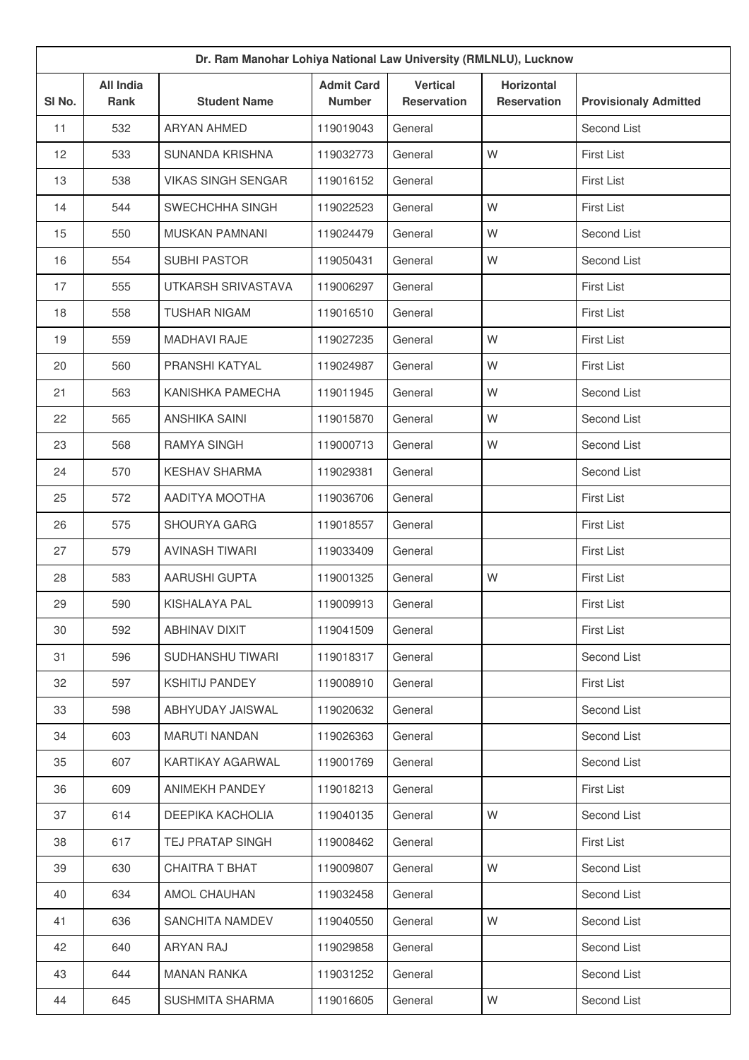| Dr. Ram Manohar Lohiya National Law University (RMLNLU), Lucknow | | | | | | |
|---|---|---|---|---|---|---|
| Sl No. | All India Rank | Student Name | Admit Card Number | Vertical Reservation | Horizontal Reservation | Provisionaly Admitted |
| 11 | 532 | ARYAN AHMED | 119019043 | General | | Second List |
| 12 | 533 | SUNANDA KRISHNA | 119032773 | General | W | First List |
| 13 | 538 | VIKAS SINGH SENGAR | 119016152 | General | | First List |
| 14 | 544 | SWECHCHHA SINGH | 119022523 | General | W | First List |
| 15 | 550 | MUSKAN PAMNANI | 119024479 | General | W | Second List |
| 16 | 554 | SUBHI PASTOR | 119050431 | General | W | Second List |
| 17 | 555 | UTKARSH SRIVASTAVA | 119006297 | General | | First List |
| 18 | 558 | TUSHAR NIGAM | 119016510 | General | | First List |
| 19 | 559 | MADHAVI RAJE | 119027235 | General | W | First List |
| 20 | 560 | PRANSHI KATYAL | 119024987 | General | W | First List |
| 21 | 563 | KANISHKA PAMECHA | 119011945 | General | W | Second List |
| 22 | 565 | ANSHIKA SAINI | 119015870 | General | W | Second List |
| 23 | 568 | RAMYA SINGH | 119000713 | General | W | Second List |
| 24 | 570 | KESHAV SHARMA | 119029381 | General | | Second List |
| 25 | 572 | AADITYA MOOTHA | 119036706 | General | | First List |
| 26 | 575 | SHOURYA GARG | 119018557 | General | | First List |
| 27 | 579 | AVINASH TIWARI | 119033409 | General | | First List |
| 28 | 583 | AARUSHI GUPTA | 119001325 | General | W | First List |
| 29 | 590 | KISHALAYA PAL | 119009913 | General | | First List |
| 30 | 592 | ABHINAV DIXIT | 119041509 | General | | First List |
| 31 | 596 | SUDHANSHU TIWARI | 119018317 | General | | Second List |
| 32 | 597 | KSHITIJ PANDEY | 119008910 | General | | First List |
| 33 | 598 | ABHYUDAY JAISWAL | 119020632 | General | | Second List |
| 34 | 603 | MARUTI NANDAN | 119026363 | General | | Second List |
| 35 | 607 | KARTIKAY AGARWAL | 119001769 | General | | Second List |
| 36 | 609 | ANIMEKH PANDEY | 119018213 | General | | First List |
| 37 | 614 | DEEPIKA KACHOLIA | 119040135 | General | W | Second List |
| 38 | 617 | TEJ PRATAP SINGH | 119008462 | General | | First List |
| 39 | 630 | CHAITRA T BHAT | 119009807 | General | W | Second List |
| 40 | 634 | AMOL CHAUHAN | 119032458 | General | | Second List |
| 41 | 636 | SANCHITA NAMDEV | 119040550 | General | W | Second List |
| 42 | 640 | ARYAN RAJ | 119029858 | General | | Second List |
| 43 | 644 | MANAN RANKA | 119031252 | General | | Second List |
| 44 | 645 | SUSHMITA SHARMA | 119016605 | General | W | Second List |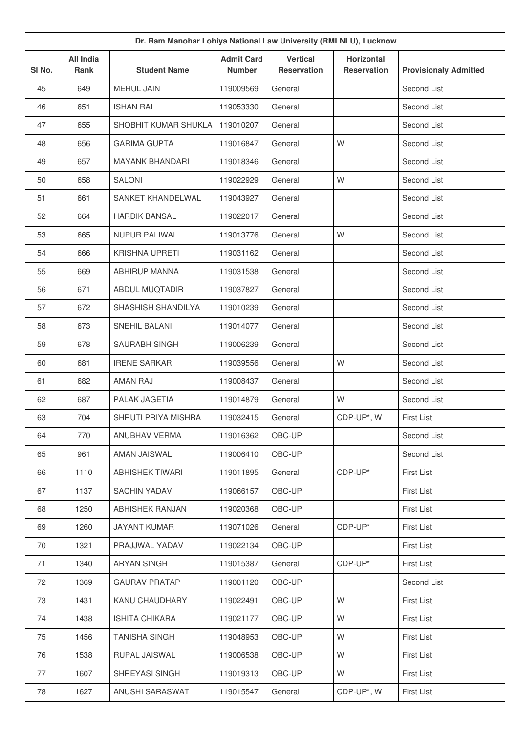| Dr. Ram Manohar Lohiya National Law University (RMLNLU), Lucknow | | | | | | |
|---|---|---|---|---|---|---|
| Sl No. | All India Rank | Student Name | Admit Card Number | Vertical Reservation | Horizontal Reservation | Provisionaly Admitted |
| 45 | 649 | MEHUL JAIN | 119009569 | General | | Second List |
| 46 | 651 | ISHAN RAI | 119053330 | General | | Second List |
| 47 | 655 | SHOBHIT KUMAR SHUKLA | 119010207 | General | | Second List |
| 48 | 656 | GARIMA GUPTA | 119016847 | General | W | Second List |
| 49 | 657 | MAYANK BHANDARI | 119018346 | General | | Second List |
| 50 | 658 | SALONI | 119022929 | General | W | Second List |
| 51 | 661 | SANKET KHANDELWAL | 119043927 | General | | Second List |
| 52 | 664 | HARDIK BANSAL | 119022017 | General | | Second List |
| 53 | 665 | NUPUR PALIWAL | 119013776 | General | W | Second List |
| 54 | 666 | KRISHNA UPRETI | 119031162 | General | | Second List |
| 55 | 669 | ABHIRUP MANNA | 119031538 | General | | Second List |
| 56 | 671 | ABDUL MUQTADIR | 119037827 | General | | Second List |
| 57 | 672 | SHASHISH SHANDILYA | 119010239 | General | | Second List |
| 58 | 673 | SNEHIL BALANI | 119014077 | General | | Second List |
| 59 | 678 | SAURABH SINGH | 119006239 | General | | Second List |
| 60 | 681 | IRENE SARKAR | 119039556 | General | W | Second List |
| 61 | 682 | AMAN RAJ | 119008437 | General | | Second List |
| 62 | 687 | PALAK JAGETIA | 119014879 | General | W | Second List |
| 63 | 704 | SHRUTI PRIYA MISHRA | 119032415 | General | CDP-UP*, W | First List |
| 64 | 770 | ANUBHAV VERMA | 119016362 | OBC-UP | | Second List |
| 65 | 961 | AMAN JAISWAL | 119006410 | OBC-UP | | Second List |
| 66 | 1110 | ABHISHEK TIWARI | 119011895 | General | CDP-UP* | First List |
| 67 | 1137 | SACHIN YADAV | 119066157 | OBC-UP | | First List |
| 68 | 1250 | ABHISHEK RANJAN | 119020368 | OBC-UP | | First List |
| 69 | 1260 | JAYANT KUMAR | 119071026 | General | CDP-UP* | First List |
| 70 | 1321 | PRAJJWAL YADAV | 119022134 | OBC-UP | | First List |
| 71 | 1340 | ARYAN SINGH | 119015387 | General | CDP-UP* | First List |
| 72 | 1369 | GAURAV PRATAP | 119001120 | OBC-UP | | Second List |
| 73 | 1431 | KANU CHAUDHARY | 119022491 | OBC-UP | W | First List |
| 74 | 1438 | ISHITA CHIKARA | 119021177 | OBC-UP | W | First List |
| 75 | 1456 | TANISHA SINGH | 119048953 | OBC-UP | W | First List |
| 76 | 1538 | RUPAL JAISWAL | 119006538 | OBC-UP | W | First List |
| 77 | 1607 | SHREYASI SINGH | 119019313 | OBC-UP | W | First List |
| 78 | 1627 | ANUSHI SARASWAT | 119015547 | General | CDP-UP*, W | First List |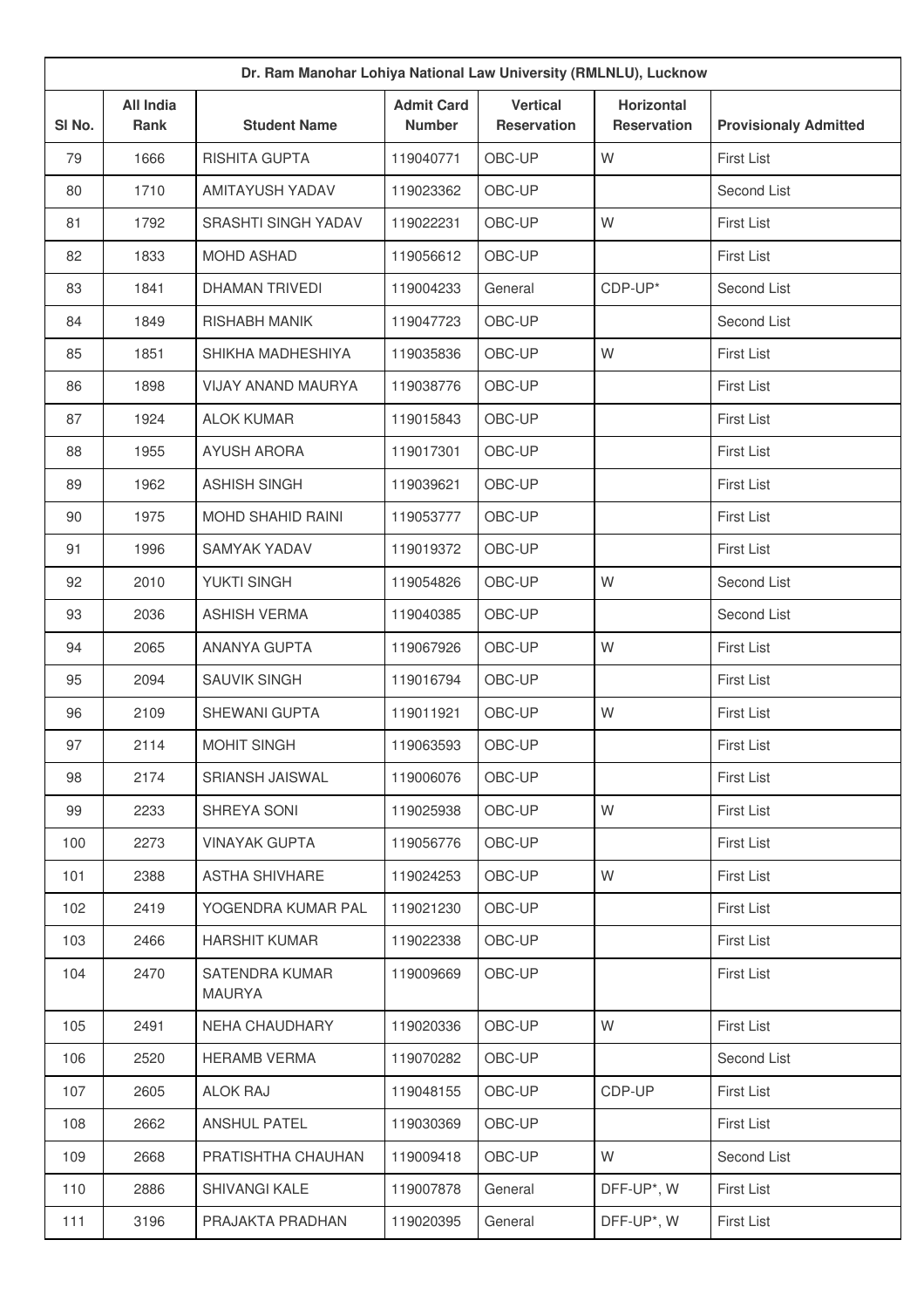| Dr. Ram Manohar Lohiya National Law University (RMLNLU), Lucknow | | | | | | |
|---|---|---|---|---|---|---|
| Sl No. | All India Rank | Student Name | Admit Card Number | Vertical Reservation | Horizontal Reservation | Provisionaly Admitted |
| 79 | 1666 | RISHITA GUPTA | 119040771 | OBC-UP | W | First List |
| 80 | 1710 | AMITAYUSH YADAV | 119023362 | OBC-UP | | Second List |
| 81 | 1792 | SRASHTI SINGH YADAV | 119022231 | OBC-UP | W | First List |
| 82 | 1833 | MOHD ASHAD | 119056612 | OBC-UP | | First List |
| 83 | 1841 | DHAMAN TRIVEDI | 119004233 | General | CDP-UP* | Second List |
| 84 | 1849 | RISHABH MANIK | 119047723 | OBC-UP | | Second List |
| 85 | 1851 | SHIKHA MADHESHIYA | 119035836 | OBC-UP | W | First List |
| 86 | 1898 | VIJAY ANAND MAURYA | 119038776 | OBC-UP | | First List |
| 87 | 1924 | ALOK KUMAR | 119015843 | OBC-UP | | First List |
| 88 | 1955 | AYUSH ARORA | 119017301 | OBC-UP | | First List |
| 89 | 1962 | ASHISH SINGH | 119039621 | OBC-UP | | First List |
| 90 | 1975 | MOHD SHAHID RAINI | 119053777 | OBC-UP | | First List |
| 91 | 1996 | SAMYAK YADAV | 119019372 | OBC-UP | | First List |
| 92 | 2010 | YUKTI SINGH | 119054826 | OBC-UP | W | Second List |
| 93 | 2036 | ASHISH VERMA | 119040385 | OBC-UP | | Second List |
| 94 | 2065 | ANANYA GUPTA | 119067926 | OBC-UP | W | First List |
| 95 | 2094 | SAUVIK SINGH | 119016794 | OBC-UP | | First List |
| 96 | 2109 | SHEWANI GUPTA | 119011921 | OBC-UP | W | First List |
| 97 | 2114 | MOHIT SINGH | 119063593 | OBC-UP | | First List |
| 98 | 2174 | SRIANSH JAISWAL | 119006076 | OBC-UP | | First List |
| 99 | 2233 | SHREYA SONI | 119025938 | OBC-UP | W | First List |
| 100 | 2273 | VINAYAK GUPTA | 119056776 | OBC-UP | | First List |
| 101 | 2388 | ASTHA SHIVHARE | 119024253 | OBC-UP | W | First List |
| 102 | 2419 | YOGENDRA KUMAR PAL | 119021230 | OBC-UP | | First List |
| 103 | 2466 | HARSHIT KUMAR | 119022338 | OBC-UP | | First List |
| 104 | 2470 | SATENDRA KUMAR MAURYA | 119009669 | OBC-UP | | First List |
| 105 | 2491 | NEHA CHAUDHARY | 119020336 | OBC-UP | W | First List |
| 106 | 2520 | HERAMB VERMA | 119070282 | OBC-UP | | Second List |
| 107 | 2605 | ALOK RAJ | 119048155 | OBC-UP | CDP-UP | First List |
| 108 | 2662 | ANSHUL PATEL | 119030369 | OBC-UP | | First List |
| 109 | 2668 | PRATISHTHA CHAUHAN | 119009418 | OBC-UP | W | Second List |
| 110 | 2886 | SHIVANGI KALE | 119007878 | General | DFF-UP*, W | First List |
| 111 | 3196 | PRAJAKTA PRADHAN | 119020395 | General | DFF-UP*, W | First List |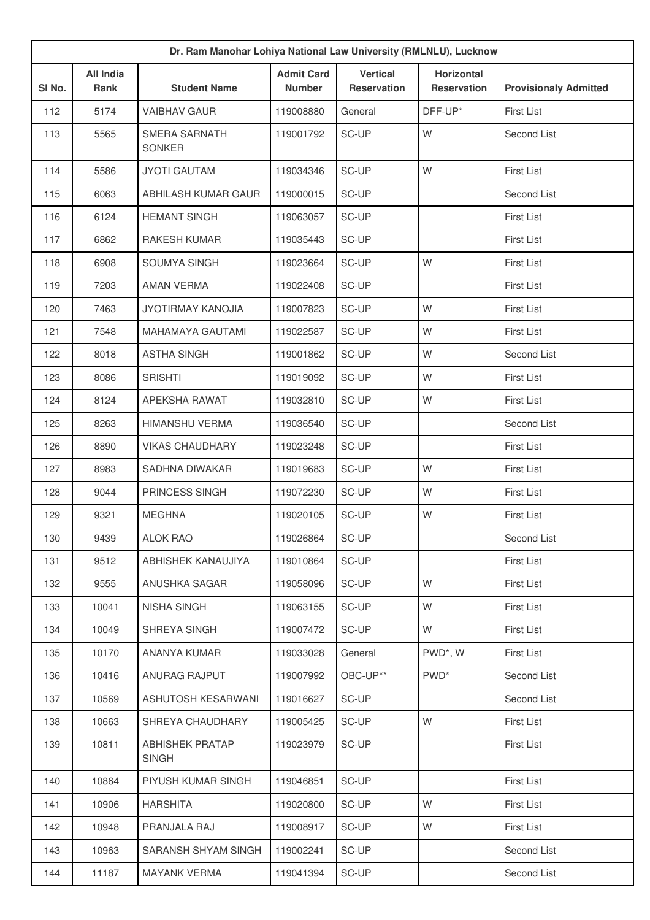| Dr. Ram Manohar Lohiya National Law University (RMLNLU), Lucknow | | | | | | |
|---|---|---|---|---|---|---|
| Sl No. | All India Rank | Student Name | Admit Card Number | Vertical Reservation | Horizontal Reservation | Provisionaly Admitted |
| 112 | 5174 | VAIBHAV GAUR | 119008880 | General | DFF-UP* | First List |
| 113 | 5565 | SMERA SARNATH SONKER | 119001792 | SC-UP | W | Second List |
| 114 | 5586 | JYOTI GAUTAM | 119034346 | SC-UP | W | First List |
| 115 | 6063 | ABHILASH KUMAR GAUR | 119000015 | SC-UP | | Second List |
| 116 | 6124 | HEMANT SINGH | 119063057 | SC-UP | | First List |
| 117 | 6862 | RAKESH KUMAR | 119035443 | SC-UP | | First List |
| 118 | 6908 | SOUMYA SINGH | 119023664 | SC-UP | W | First List |
| 119 | 7203 | AMAN VERMA | 119022408 | SC-UP | | First List |
| 120 | 7463 | JYOTIRMAY KANOJIA | 119007823 | SC-UP | W | First List |
| 121 | 7548 | MAHAMAYA GAUTAMI | 119022587 | SC-UP | W | First List |
| 122 | 8018 | ASTHA SINGH | 119001862 | SC-UP | W | Second List |
| 123 | 8086 | SRISHTI | 119019092 | SC-UP | W | First List |
| 124 | 8124 | APEKSHA RAWAT | 119032810 | SC-UP | W | First List |
| 125 | 8263 | HIMANSHU VERMA | 119036540 | SC-UP | | Second List |
| 126 | 8890 | VIKAS CHAUDHARY | 119023248 | SC-UP | | First List |
| 127 | 8983 | SADHNA DIWAKAR | 119019683 | SC-UP | W | First List |
| 128 | 9044 | PRINCESS SINGH | 119072230 | SC-UP | W | First List |
| 129 | 9321 | MEGHNA | 119020105 | SC-UP | W | First List |
| 130 | 9439 | ALOK RAO | 119026864 | SC-UP | | Second List |
| 131 | 9512 | ABHISHEK KANAUJIYA | 119010864 | SC-UP | | First List |
| 132 | 9555 | ANUSHKA SAGAR | 119058096 | SC-UP | W | First List |
| 133 | 10041 | NISHA SINGH | 119063155 | SC-UP | W | First List |
| 134 | 10049 | SHREYA SINGH | 119007472 | SC-UP | W | First List |
| 135 | 10170 | ANANYA KUMAR | 119033028 | General | PWD*, W | First List |
| 136 | 10416 | ANURAG RAJPUT | 119007992 | OBC-UP** | PWD* | Second List |
| 137 | 10569 | ASHUTOSH KESARWANI | 119016627 | SC-UP | | Second List |
| 138 | 10663 | SHREYA CHAUDHARY | 119005425 | SC-UP | W | First List |
| 139 | 10811 | ABHISHEK PRATAP SINGH | 119023979 | SC-UP | | First List |
| 140 | 10864 | PIYUSH KUMAR SINGH | 119046851 | SC-UP | | First List |
| 141 | 10906 | HARSHITA | 119020800 | SC-UP | W | First List |
| 142 | 10948 | PRANJALA RAJ | 119008917 | SC-UP | W | First List |
| 143 | 10963 | SARANSH SHYAM SINGH | 119002241 | SC-UP | | Second List |
| 144 | 11187 | MAYANK VERMA | 119041394 | SC-UP | | Second List |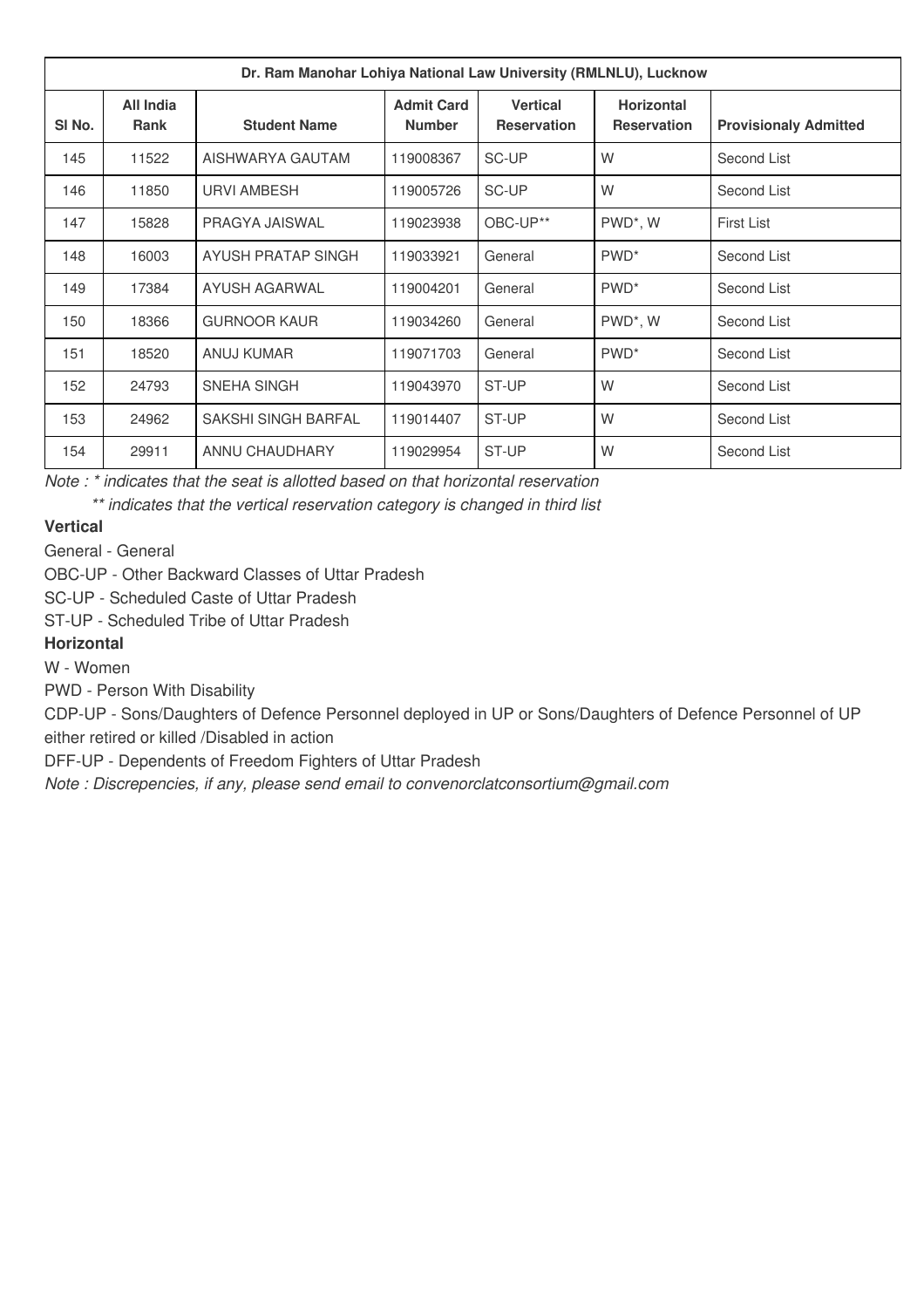| Dr. Ram Manohar Lohiya National Law University (RMLNLU), Lucknow | | | | | | |
|---|---|---|---|---|---|---|
| Sl No. | All India Rank | Student Name | Admit Card Number | Vertical Reservation | Horizontal Reservation | Provisionaly Admitted |
| 145 | 11522 | AISHWARYA GAUTAM | 119008367 | SC-UP | W | Second List |
| 146 | 11850 | URVI AMBESH | 119005726 | SC-UP | W | Second List |
| 147 | 15828 | PRAGYA JAISWAL | 119023938 | OBC-UP** | PWD*, W | First List |
| 148 | 16003 | AYUSH PRATAP SINGH | 119033921 | General | PWD* | Second List |
| 149 | 17384 | AYUSH AGARWAL | 119004201 | General | PWD* | Second List |
| 150 | 18366 | GURNOOR KAUR | 119034260 | General | PWD*, W | Second List |
| 151 | 18520 | ANUJ KUMAR | 119071703 | General | PWD* | Second List |
| 152 | 24793 | SNEHA SINGH | 119043970 | ST-UP | W | Second List |
| 153 | 24962 | SAKSHI SINGH BARFAL | 119014407 | ST-UP | W | Second List |
| 154 | 29911 | ANNU CHAUDHARY | 119029954 | ST-UP | W | Second List |

*Note : * indicates that the seat is allotted based on that horizontal reservation*

*** indicates that the vertical reservation category is changed in third list*

**Vertical**

General - General

OBC-UP - Other Backward Classes of Uttar Pradesh

SC-UP - Scheduled Caste of Uttar Pradesh

ST-UP - Scheduled Tribe of Uttar Pradesh

**Horizontal**

W - Women

PWD - Person With Disability

CDP-UP - Sons/Daughters of Defence Personnel deployed in UP or Sons/Daughters of Defence Personnel of UP either retired or killed /Disabled in action

DFF-UP - Dependents of Freedom Fighters of Uttar Pradesh

*Note : Discrepencies, if any, please send email to convenorclatconsortium@gmail.com*